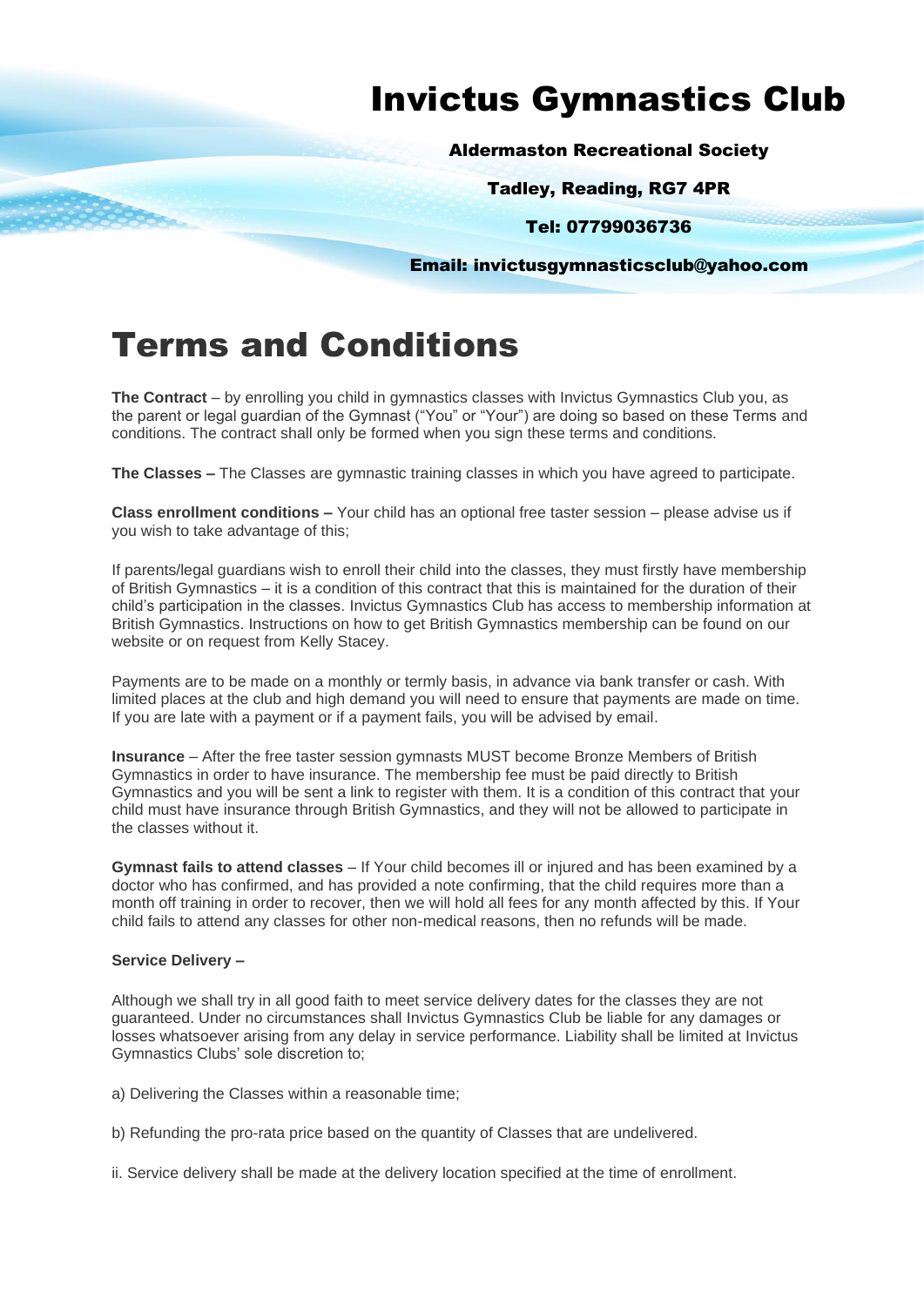# Invictus Gymnastics Club

**Aldermaston Recreational Society**

**Tadley, Reading, RG7 4PR**

**Tel: 07799036736**

**Email: invictusgymnasticsclub@yahoo.com**

# Terms and Conditions

**The Contract** – by enrolling you child in gymnastics classes with Invictus Gymnastics Club you, as the parent or legal guardian of the Gymnast ("You" or "Your") are doing so based on these Terms and conditions. The contract shall only be formed when you sign these terms and conditions.

**The Classes –** The Classes are gymnastic training classes in which you have agreed to participate.

**Class enrollment conditions –** Your child has an optional free taster session – please advise us if you wish to take advantage of this;

If parents/legal guardians wish to enroll their child into the classes, they must firstly have membership of British Gymnastics – it is a condition of this contract that this is maintained for the duration of their child's participation in the classes. Invictus Gymnastics Club has access to membership information at British Gymnastics. Instructions on how to get British Gymnastics membership can be found on our website or on request from Kelly Stacey.

Payments are to be made on a monthly or termly basis, in advance via bank transfer or cash. With limited places at the club and high demand you will need to ensure that payments are made on time. If you are late with a payment or if a payment fails, you will be advised by email.

**Insurance** – After the free taster session gymnasts MUST become Bronze Members of British Gymnastics in order to have insurance. The membership fee must be paid directly to British Gymnastics and you will be sent a link to register with them. It is a condition of this contract that your child must have insurance through British Gymnastics, and they will not be allowed to participate in the classes without it.

**Gymnast fails to attend classes** – If Your child becomes ill or injured and has been examined by a doctor who has confirmed, and has provided a note confirming, that the child requires more than a month off training in order to recover, then we will hold all fees for any month affected by this. If Your child fails to attend any classes for other non-medical reasons, then no refunds will be made.

**Service Delivery –**

Although we shall try in all good faith to meet service delivery dates for the classes they are not guaranteed. Under no circumstances shall Invictus Gymnastics Club be liable for any damages or losses whatsoever arising from any delay in service performance. Liability shall be limited at Invictus Gymnastics Clubs' sole discretion to;

a) Delivering the Classes within a reasonable time;

b) Refunding the pro-rata price based on the quantity of Classes that are undelivered.

ii. Service delivery shall be made at the delivery location specified at the time of enrollment.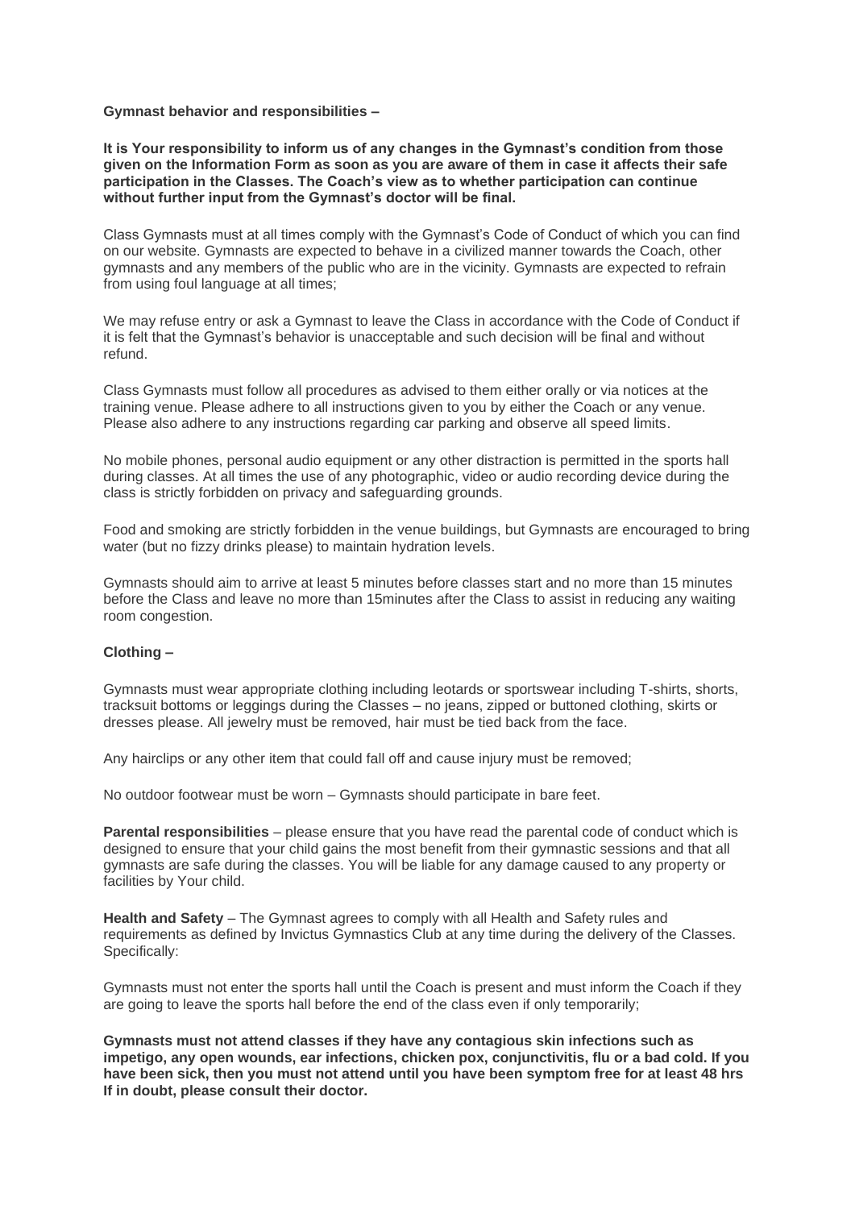**Gymnast behavior and responsibilities –**

**It is Your responsibility to inform us of any changes in the Gymnast's condition from those given on the Information Form as soon as you are aware of them in case it affects their safe participation in the Classes. The Coach's view as to whether participation can continue without further input from the Gymnast's doctor will be final.**

Class Gymnasts must at all times comply with the Gymnast's Code of Conduct of which you can find on our website. Gymnasts are expected to behave in a civilized manner towards the Coach, other gymnasts and any members of the public who are in the vicinity. Gymnasts are expected to refrain from using foul language at all times;

We may refuse entry or ask a Gymnast to leave the Class in accordance with the Code of Conduct if it is felt that the Gymnast's behavior is unacceptable and such decision will be final and without refund.

Class Gymnasts must follow all procedures as advised to them either orally or via notices at the training venue. Please adhere to all instructions given to you by either the Coach or any venue. Please also adhere to any instructions regarding car parking and observe all speed limits.

No mobile phones, personal audio equipment or any other distraction is permitted in the sports hall during classes. At all times the use of any photographic, video or audio recording device during the class is strictly forbidden on privacy and safeguarding grounds.

Food and smoking are strictly forbidden in the venue buildings, but Gymnasts are encouraged to bring water (but no fizzy drinks please) to maintain hydration levels.

Gymnasts should aim to arrive at least 5 minutes before classes start and no more than 15 minutes before the Class and leave no more than 15minutes after the Class to assist in reducing any waiting room congestion.

**Clothing –**

Gymnasts must wear appropriate clothing including leotards or sportswear including T-shirts, shorts, tracksuit bottoms or leggings during the Classes – no jeans, zipped or buttoned clothing, skirts or dresses please. All jewelry must be removed, hair must be tied back from the face.

Any hairclips or any other item that could fall off and cause injury must be removed;

No outdoor footwear must be worn – Gymnasts should participate in bare feet.

**Parental responsibilities** – please ensure that you have read the parental code of conduct which is designed to ensure that your child gains the most benefit from their gymnastic sessions and that all gymnasts are safe during the classes. You will be liable for any damage caused to any property or facilities by Your child.

**Health and Safety** – The Gymnast agrees to comply with all Health and Safety rules and requirements as defined by Invictus Gymnastics Club at any time during the delivery of the Classes. Specifically:

Gymnasts must not enter the sports hall until the Coach is present and must inform the Coach if they are going to leave the sports hall before the end of the class even if only temporarily;

**Gymnasts must not attend classes if they have any contagious skin infections such as impetigo, any open wounds, ear infections, chicken pox, conjunctivitis, flu or a bad cold. If you have been sick, then you must not attend until you have been symptom free for at least 48 hrs If in doubt, please consult their doctor.**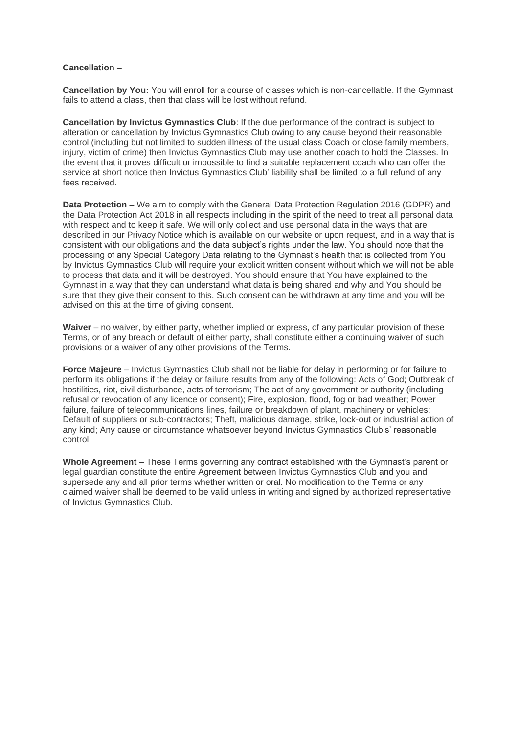**Cancellation –**

**Cancellation by You:** You will enroll for a course of classes which is non-cancellable. If the Gymnast fails to attend a class, then that class will be lost without refund.

**Cancellation by Invictus Gymnastics Club**: If the due performance of the contract is subject to alteration or cancellation by Invictus Gymnastics Club owing to any cause beyond their reasonable control (including but not limited to sudden illness of the usual class Coach or close family members, injury, victim of crime) then Invictus Gymnastics Club may use another coach to hold the Classes. In the event that it proves difficult or impossible to find a suitable replacement coach who can offer the service at short notice then Invictus Gymnastics Club' liability shall be limited to a full refund of any fees received.

**Data Protection** – We aim to comply with the General Data Protection Regulation 2016 (GDPR) and the Data Protection Act 2018 in all respects including in the spirit of the need to treat all personal data with respect and to keep it safe. We will only collect and use personal data in the ways that are described in our Privacy Notice which is available on our website or upon request, and in a way that is consistent with our obligations and the data subject's rights under the law. You should note that the processing of any Special Category Data relating to the Gymnast's health that is collected from You by Invictus Gymnastics Club will require your explicit written consent without which we will not be able to process that data and it will be destroyed. You should ensure that You have explained to the Gymnast in a way that they can understand what data is being shared and why and You should be sure that they give their consent to this. Such consent can be withdrawn at any time and you will be advised on this at the time of giving consent.

**Waiver** – no waiver, by either party, whether implied or express, of any particular provision of these Terms, or of any breach or default of either party, shall constitute either a continuing waiver of such provisions or a waiver of any other provisions of the Terms.

**Force Majeure** – Invictus Gymnastics Club shall not be liable for delay in performing or for failure to perform its obligations if the delay or failure results from any of the following: Acts of God; Outbreak of hostilities, riot, civil disturbance, acts of terrorism; The act of any government or authority (including refusal or revocation of any licence or consent); Fire, explosion, flood, fog or bad weather; Power failure, failure of telecommunications lines, failure or breakdown of plant, machinery or vehicles; Default of suppliers or sub-contractors; Theft, malicious damage, strike, lock-out or industrial action of any kind; Any cause or circumstance whatsoever beyond Invictus Gymnastics Club's' reasonable control

**Whole Agreement –** These Terms governing any contract established with the Gymnast's parent or legal guardian constitute the entire Agreement between Invictus Gymnastics Club and you and supersede any and all prior terms whether written or oral. No modification to the Terms or any claimed waiver shall be deemed to be valid unless in writing and signed by authorized representative of Invictus Gymnastics Club.